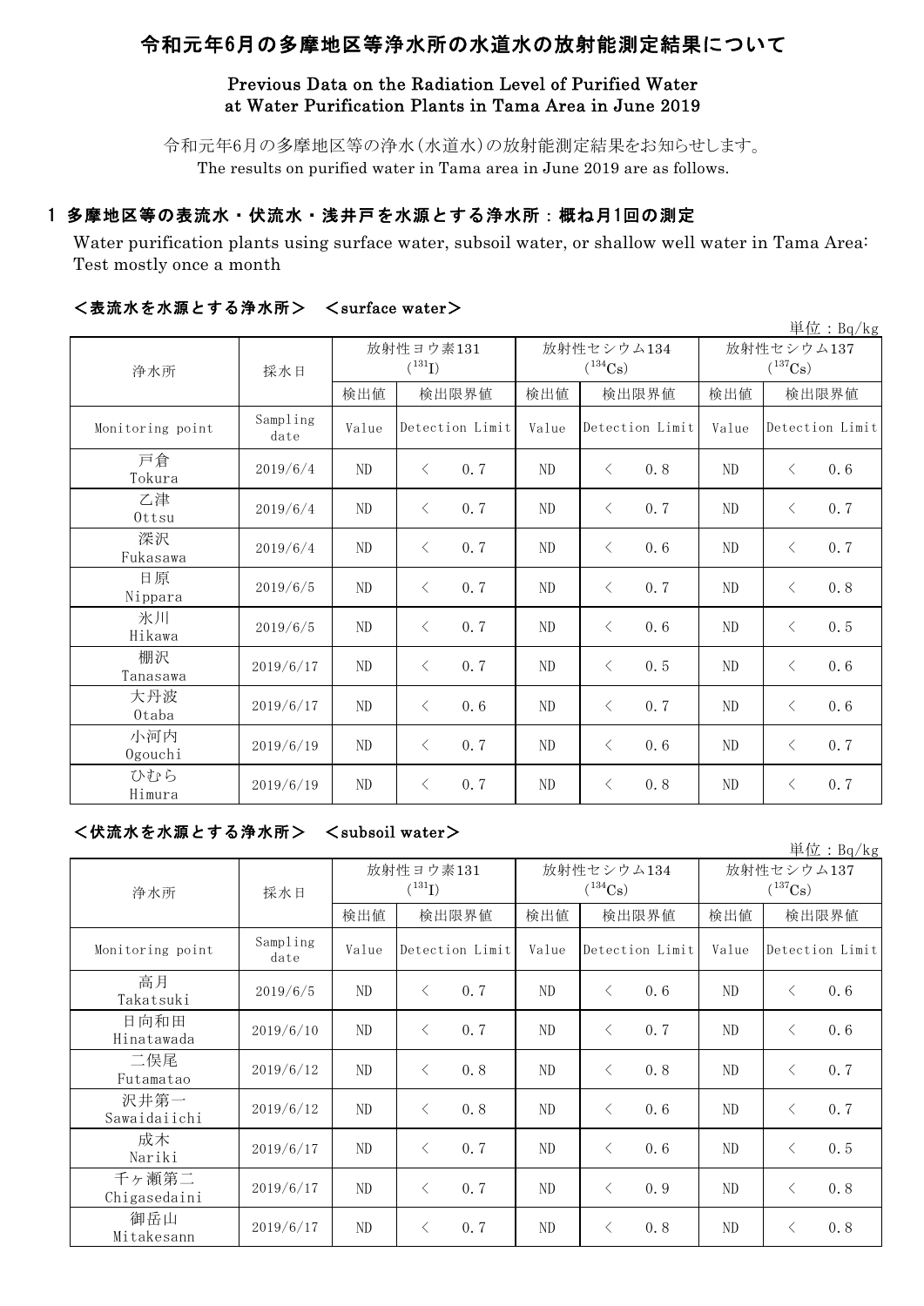# 令和元年6月の多摩地区等浄水所の水道水の放射能測定結果について

## Previous Data on the Radiation Level of Purified Water at Water Purification Plants in Tama Area in June 2019

令和元年6月の多摩地区等の浄水(水道水)の放射能測定結果をお知らせします。
The results on purified water in Tama area in June 2019 are as follows.

## 1 多摩地区等の表流水・伏流水・浅井戸を水源とする浄水所：概ね月1回の測定

Water purification plants using surface water, subsoil water, or shallow well water in Tama Area: Test mostly once a month

### ＜表流水を水源とする浄水所＞　＜surface water＞

単位：Bq/kg

| 浄水所 | 採水日 | 放射性ヨウ素131 ($^{131}$I) | | 放射性セシウム134 ($^{134}$Cs) | | 放射性セシウム137 ($^{137}$Cs) | |
|---|---|---|---|---|---|---|---|
| | | 検出値 | 検出限界値 | 検出値 | 検出限界値 | 検出値 | 検出限界値 |
| Monitoring point | Sampling date | Value | Detection Limit | Value | Detection Limit | Value | Detection Limit |
| 戸倉 Tokura | 2019/6/4 | ND | ＜ 0.7 | ND | ＜ 0.8 | ND | ＜ 0.6 |
| 乙津 Ottsu | 2019/6/4 | ND | ＜ 0.7 | ND | ＜ 0.7 | ND | ＜ 0.7 |
| 深沢 Fukasawa | 2019/6/4 | ND | ＜ 0.7 | ND | ＜ 0.6 | ND | ＜ 0.7 |
| 日原 Nippara | 2019/6/5 | ND | ＜ 0.7 | ND | ＜ 0.7 | ND | ＜ 0.8 |
| 氷川 Hikawa | 2019/6/5 | ND | ＜ 0.7 | ND | ＜ 0.6 | ND | ＜ 0.5 |
| 棚沢 Tanasawa | 2019/6/17 | ND | ＜ 0.7 | ND | ＜ 0.5 | ND | ＜ 0.6 |
| 大丹波 Otaba | 2019/6/17 | ND | ＜ 0.6 | ND | ＜ 0.7 | ND | ＜ 0.6 |
| 小河内 Ogouchi | 2019/6/19 | ND | ＜ 0.7 | ND | ＜ 0.6 | ND | ＜ 0.7 |
| ひむら Himura | 2019/6/19 | ND | ＜ 0.7 | ND | ＜ 0.8 | ND | ＜ 0.7 |

### ＜伏流水を水源とする浄水所＞　＜subsoil water＞

単位：Bq/kg

| 浄水所 | 採水日 | 放射性ヨウ素131 ($^{131}$I) | | 放射性セシウム134 ($^{134}$Cs) | | 放射性セシウム137 ($^{137}$Cs) | |
|---|---|---|---|---|---|---|---|
| | | 検出値 | 検出限界値 | 検出値 | 検出限界値 | 検出値 | 検出限界値 |
| Monitoring point | Sampling date | Value | Detection Limit | Value | Detection Limit | Value | Detection Limit |
| 高月 Takatsuki | 2019/6/5 | ND | ＜ 0.7 | ND | ＜ 0.6 | ND | ＜ 0.6 |
| 日向和田 Hinatawada | 2019/6/10 | ND | ＜ 0.7 | ND | ＜ 0.7 | ND | ＜ 0.6 |
| 二俣尾 Futamatao | 2019/6/12 | ND | ＜ 0.8 | ND | ＜ 0.8 | ND | ＜ 0.7 |
| 沢井第一 Sawaidaiichi | 2019/6/12 | ND | ＜ 0.8 | ND | ＜ 0.6 | ND | ＜ 0.7 |
| 成木 Nariki | 2019/6/17 | ND | ＜ 0.7 | ND | ＜ 0.6 | ND | ＜ 0.5 |
| 千ヶ瀬第二 Chigasedaini | 2019/6/17 | ND | ＜ 0.7 | ND | ＜ 0.9 | ND | ＜ 0.8 |
| 御岳山 Mitakesann | 2019/6/17 | ND | ＜ 0.7 | ND | ＜ 0.8 | ND | ＜ 0.8 |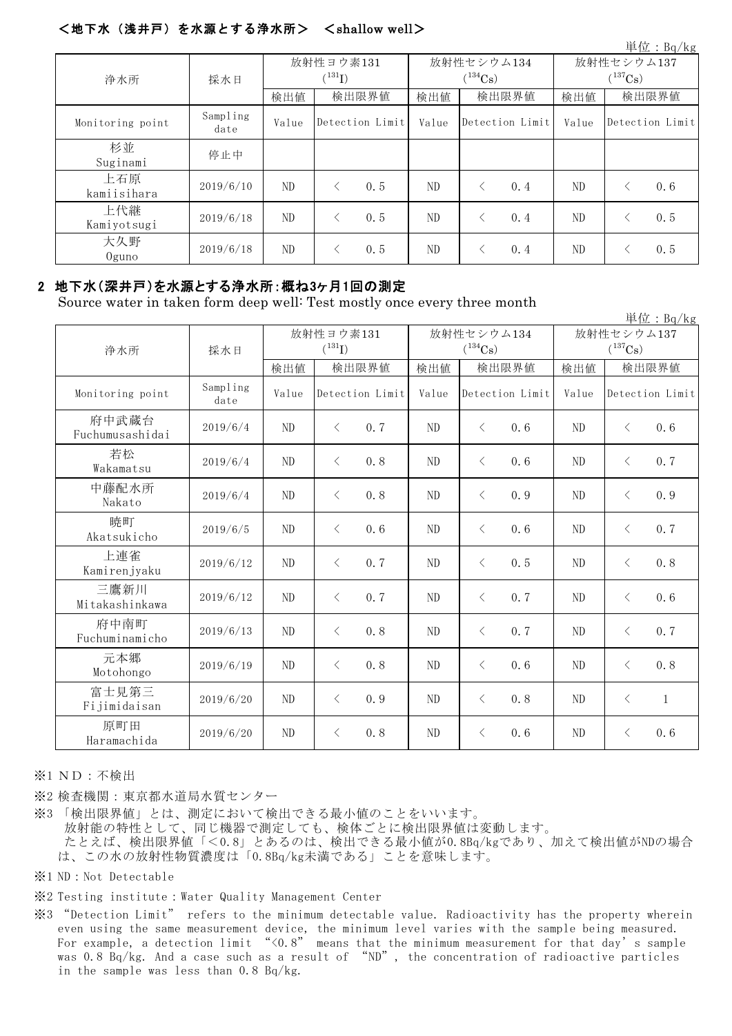## <地下水（浅井戸）を水源とする浄水所>　<shallow well>

単位：Bq/kg

| 浄水所 | 採水日 | 放射性ヨウ素131 ($^{131}I$) | | 放射性セシウム134 ($^{134}Cs$) | | 放射性セシウム137 ($^{137}Cs$) | |
|---|---|---|---|---|---|---|---|
| | | 検出値 | 検出限界値 | 検出値 | 検出限界値 | 検出値 | 検出限界値 |
| Monitoring point | Sampling date | Value | Detection Limit | Value | Detection Limit | Value | Detection Limit |
| 杉並 Suginami | 停止中 | | | | | | |
| 上石原 kamiisihara | 2019/6/10 | ND | ＜　0.5 | ND | ＜　0.4 | ND | ＜　0.6 |
| 上代継 Kamiyotsugi | 2019/6/18 | ND | ＜　0.5 | ND | ＜　0.4 | ND | ＜　0.5 |
| 大久野 Oguno | 2019/6/18 | ND | ＜　0.5 | ND | ＜　0.4 | ND | ＜　0.5 |

## 2 地下水(深井戸)を水源とする浄水所:概ね3ヶ月1回の測定

Source water in taken form deep well: Test mostly once every three month

単位：Bq/kg

| 浄水所 | 採水日 | 放射性ヨウ素131 ($^{131}I$) | | 放射性セシウム134 ($^{134}Cs$) | | 放射性セシウム137 ($^{137}Cs$) | |
|---|---|---|---|---|---|---|---|
| | | 検出値 | 検出限界値 | 検出値 | 検出限界値 | 検出値 | 検出限界値 |
| Monitoring point | Sampling date | Value | Detection Limit | Value | Detection Limit | Value | Detection Limit |
| 府中武蔵台 Fuchumusashidai | 2019/6/4 | ND | ＜　0.7 | ND | ＜　0.6 | ND | ＜　0.6 |
| 若松 Wakamatsu | 2019/6/4 | ND | ＜　0.8 | ND | ＜　0.6 | ND | ＜　0.7 |
| 中藤配水所 Nakato | 2019/6/4 | ND | ＜　0.8 | ND | ＜　0.9 | ND | ＜　0.9 |
| 暁町 Akatsukicho | 2019/6/5 | ND | ＜　0.6 | ND | ＜　0.6 | ND | ＜　0.7 |
| 上連雀 Kamirenjyaku | 2019/6/12 | ND | ＜　0.7 | ND | ＜　0.5 | ND | ＜　0.8 |
| 三鷹新川 Mitakashinkawa | 2019/6/12 | ND | ＜　0.7 | ND | ＜　0.7 | ND | ＜　0.6 |
| 府中南町 Fuchuminamicho | 2019/6/13 | ND | ＜　0.8 | ND | ＜　0.7 | ND | ＜　0.7 |
| 元本郷 Motohongo | 2019/6/19 | ND | ＜　0.8 | ND | ＜　0.6 | ND | ＜　0.8 |
| 富士見第三 Fijimidaisan | 2019/6/20 | ND | ＜　0.9 | ND | ＜　0.8 | ND | ＜　1 |
| 原町田 Haramachida | 2019/6/20 | ND | ＜　0.8 | ND | ＜　0.6 | ND | ＜　0.6 |

※1 ＮＤ：不検出

※2 検査機関：東京都水道局水質センター

※3 「検出限界値」とは、測定において検出できる最小値のことをいいます。
放射能の特性として、同じ機器で測定しても、検体ごとに検出限界値は変動します。
たとえば、検出限界値「<0.8」とあるのは、検出できる最小値が0.8Bq/kgであり、加えて検出値がNDの場合は、この水の放射性物質濃度は「0.8Bq/kg未満である」ことを意味します。

※1 ND：Not Detectable

※2 Testing institute：Water Quality Management Center

※3 "Detection Limit" refers to the minimum detectable value. Radioactivity has the property wherein even using the same measurement device, the minimum level varies with the sample being measured. For example, a detection limit "<0.8" means that the minimum measurement for that day's sample was 0.8 Bq/kg. And a case such as a result of "ND", the concentration of radioactive particles in the sample was less than 0.8 Bq/kg.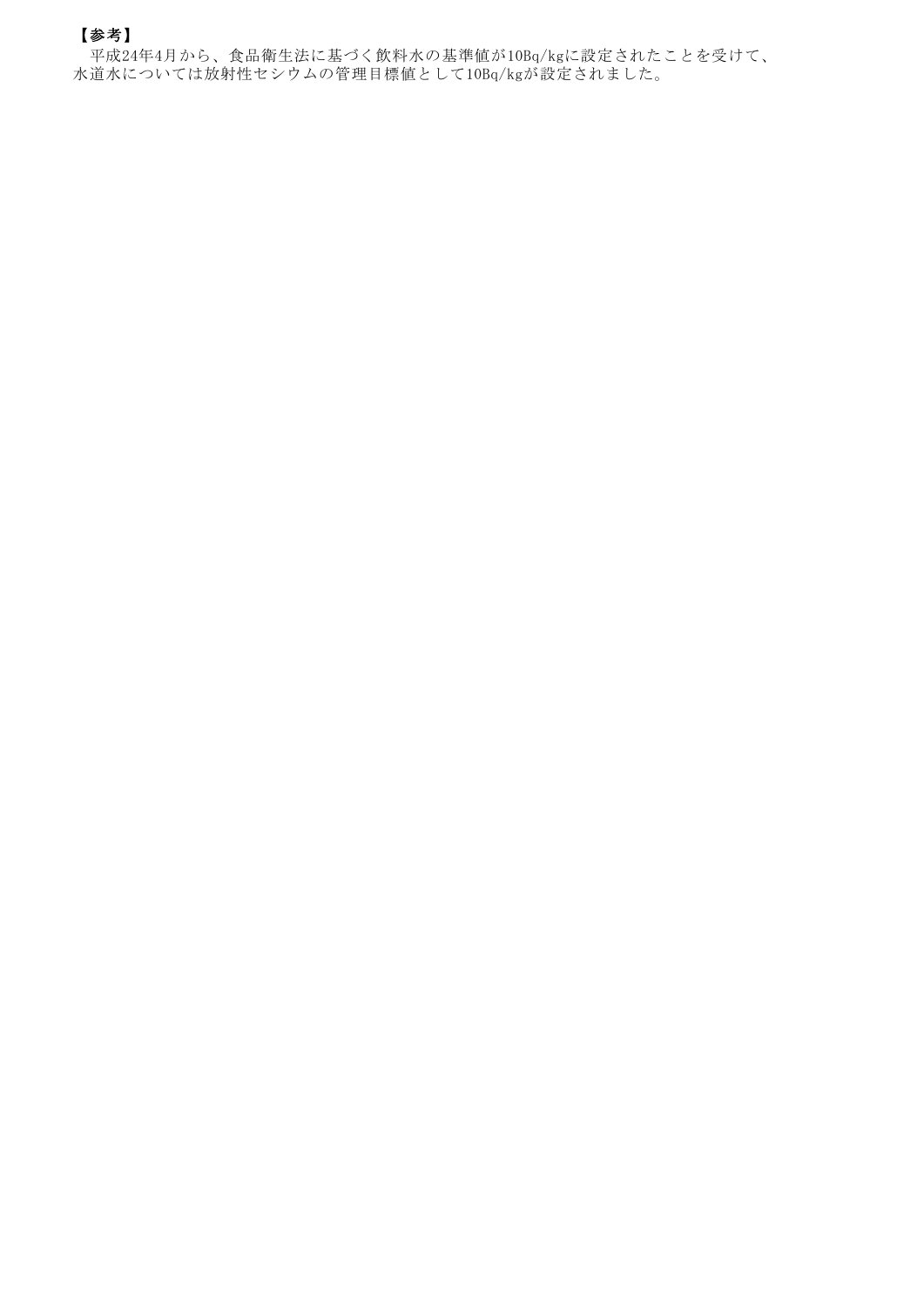【参考】

平成24年4月から、食品衛生法に基づく飲料水の基準値が10Bq/kgに設定されたことを受けて、水道水については放射性セシウムの管理目標値として10Bq/kgが設定されました。